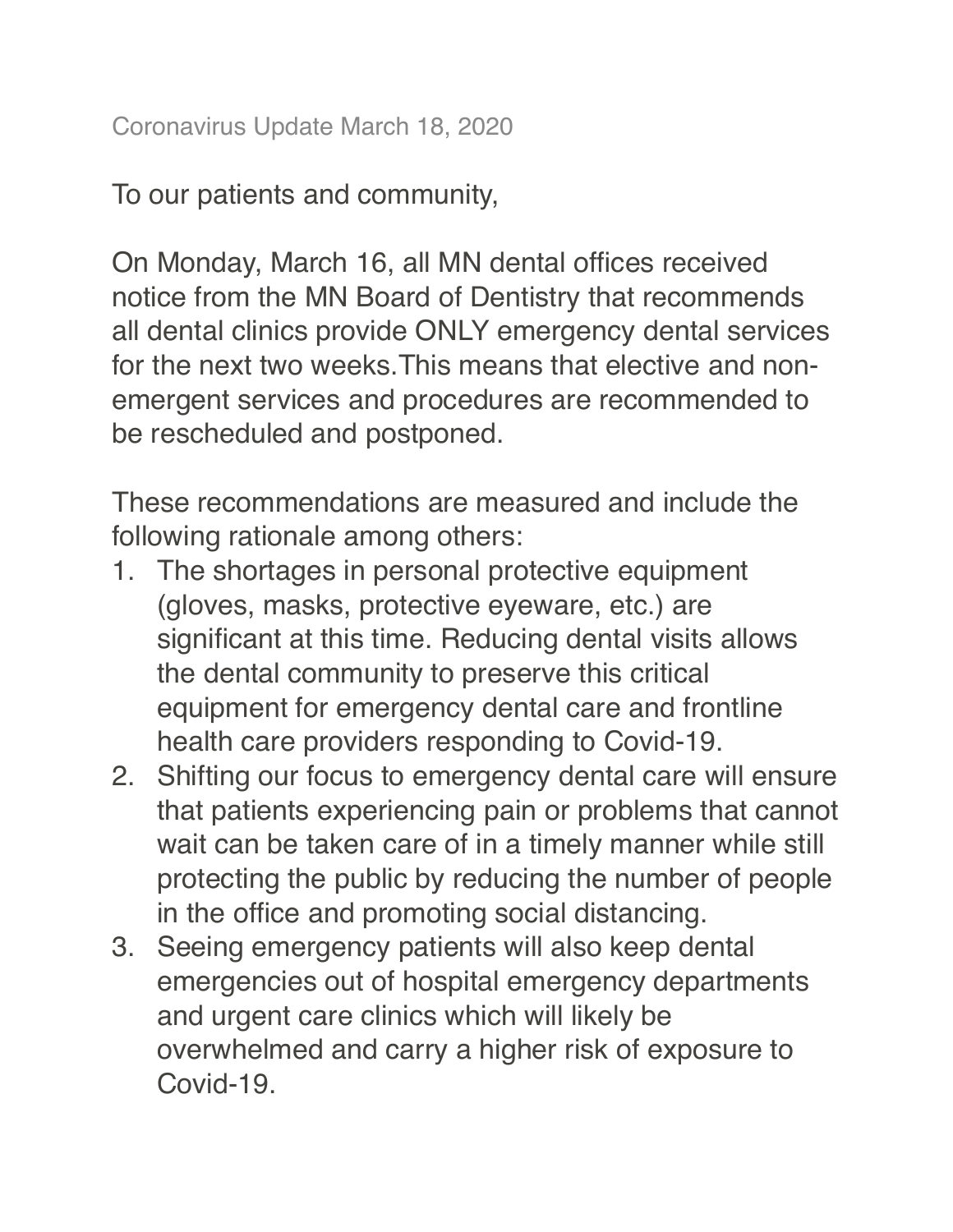Coronavirus Update March 18, 2020

To our patients and community,

On Monday, March 16, all MN dental offices received notice from the MN Board of Dentistry that recommends all dental clinics provide ONLY emergency dental services for the next two weeks.This means that elective and non-emergent services and procedures are recommended to be rescheduled and postponed.

These recommendations are measured and include the following rationale among others:

1. The shortages in personal protective equipment (gloves, masks, protective eyeware, etc.) are significant at this time. Reducing dental visits allows the dental community to preserve this critical equipment for emergency dental care and frontline health care providers responding to Covid-19.
2. Shifting our focus to emergency dental care will ensure that patients experiencing pain or problems that cannot wait can be taken care of in a timely manner while still protecting the public by reducing the number of people in the office and promoting social distancing.
3. Seeing emergency patients will also keep dental emergencies out of hospital emergency departments and urgent care clinics which will likely be overwhelmed and carry a higher risk of exposure to Covid-19.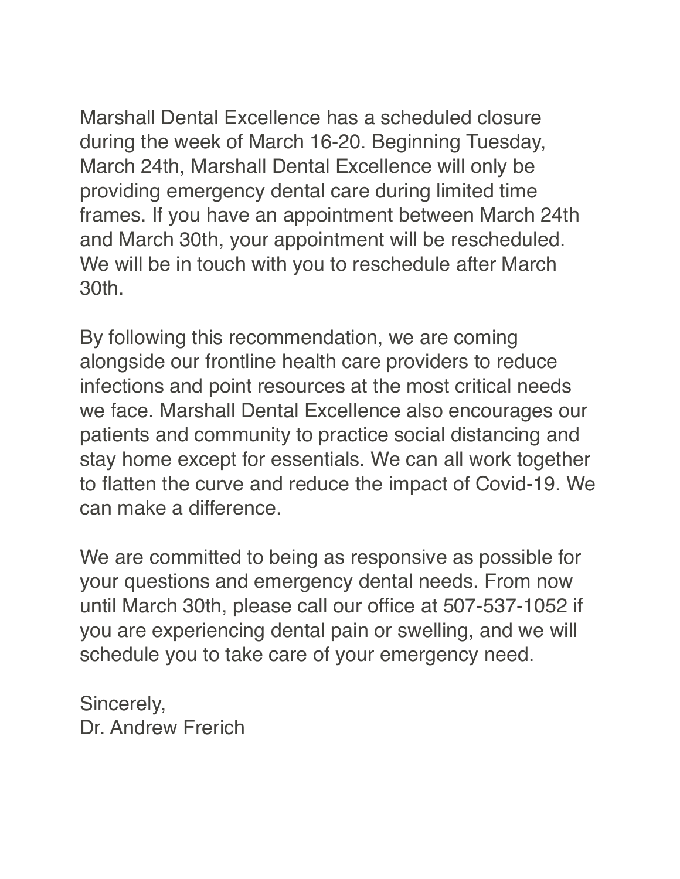Marshall Dental Excellence has a scheduled closure during the week of March 16-20. Beginning Tuesday, March 24th, Marshall Dental Excellence will only be providing emergency dental care during limited time frames. If you have an appointment between March 24th and March 30th, your appointment will be rescheduled. We will be in touch with you to reschedule after March 30th.

By following this recommendation, we are coming alongside our frontline health care providers to reduce infections and point resources at the most critical needs we face. Marshall Dental Excellence also encourages our patients and community to practice social distancing and stay home except for essentials. We can all work together to flatten the curve and reduce the impact of Covid-19. We can make a difference.

We are committed to being as responsive as possible for your questions and emergency dental needs. From now until March 30th, please call our office at 507-537-1052 if you are experiencing dental pain or swelling, and we will schedule you to take care of your emergency need.

Sincerely,
Dr. Andrew Frerich